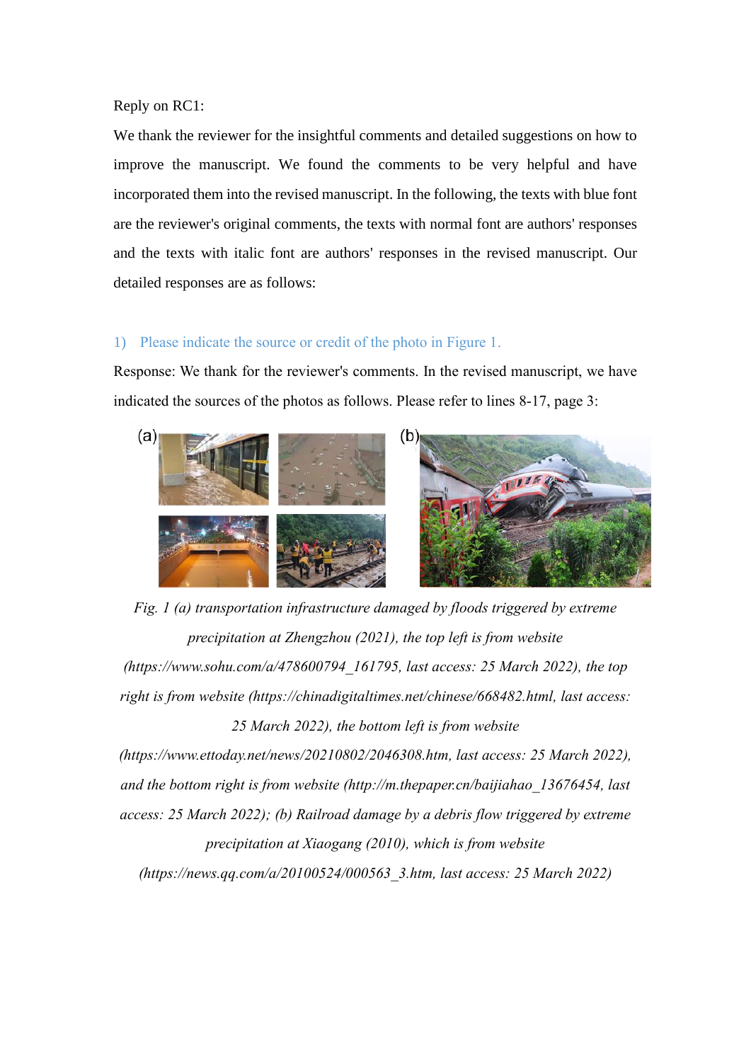Reply on RC1:

We thank the reviewer for the insightful comments and detailed suggestions on how to improve the manuscript. We found the comments to be very helpful and have incorporated them into the revised manuscript. In the following, the texts with blue font are the reviewer's original comments, the texts with normal font are authors' responses and the texts with italic font are authors' responses in the revised manuscript. Our detailed responses are as follows:

1) Please indicate the source or credit of the photo in Figure 1.

Response: We thank for the reviewer's comments. In the revised manuscript, we have indicated the sources of the photos as follows. Please refer to lines 8-17, page 3:

*Fig. 1 (a) transportation infrastructure damaged by floods triggered by extreme precipitation at Zhengzhou (2021), the top left is from website (https://www.sohu.com/a/478600794_161795, last access: 25 March 2022), the top right is from website (https://chinadigitaltimes.net/chinese/668482.html, last access: 25 March 2022), the bottom left is from website (https://www.ettoday.net/news/20210802/2046308.htm, last access: 25 March 2022), and the bottom right is from website (http://m.thepaper.cn/baijiahao_13676454, last access: 25 March 2022); (b) Railroad damage by a debris flow triggered by extreme precipitation at Xiaogang (2010), which is from website (https://news.qq.com/a/20100524/000563_3.htm, last access: 25 March 2022)*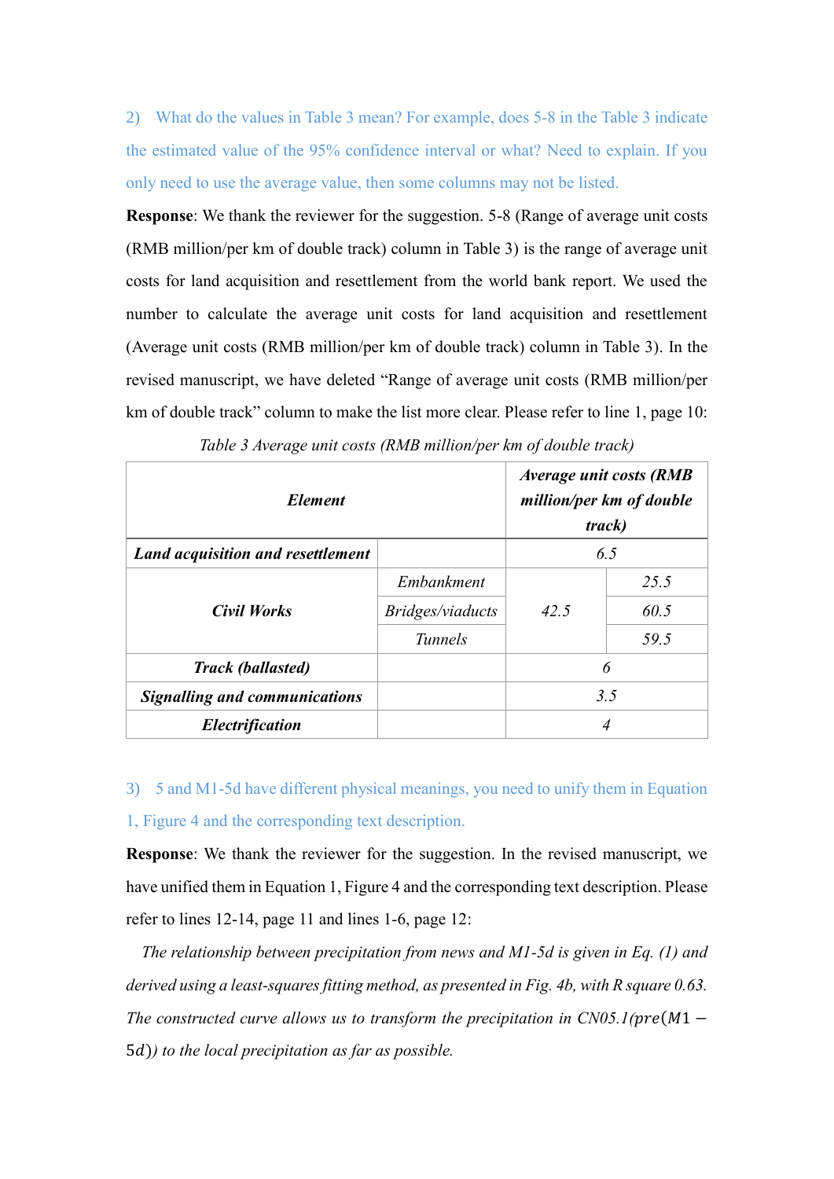2) What do the values in Table 3 mean? For example, does 5-8 in the Table 3 indicate the estimated value of the 95% confidence interval or what? Need to explain. If you only need to use the average value, then some columns may not be listed.

**Response**: We thank the reviewer for the suggestion. 5-8 (Range of average unit costs (RMB million/per km of double track) column in Table 3) is the range of average unit costs for land acquisition and resettlement from the world bank report. We used the number to calculate the average unit costs for land acquisition and resettlement (Average unit costs (RMB million/per km of double track) column in Table 3). In the revised manuscript, we have deleted "Range of average unit costs (RMB million/per km of double track" column to make the list more clear. Please refer to line 1, page 10:

*Table 3 Average unit costs (RMB million/per km of double track)*

| ***Element*** | | ***Average unit costs (RMB million/per km of double track)*** | |
|---|---|---|---|
| ***Land acquisition and resettlement*** | | *6.5* | |
| ***Civil Works*** | *Embankment* | *42.5* | *25.5* |
| | *Bridges/viaducts* | | *60.5* |
| | *Tunnels* | | *59.5* |
| ***Track (ballasted)*** | | *6* | |
| ***Signalling and communications*** | | *3.5* | |
| ***Electrification*** | | *4* | |

3) 5 and M1-5d have different physical meanings, you need to unify them in Equation 1, Figure 4 and the corresponding text description.

**Response**: We thank the reviewer for the suggestion. In the revised manuscript, we have unified them in Equation 1, Figure 4 and the corresponding text description. Please refer to lines 12-14, page 11 and lines 1-6, page 12:

*The relationship between precipitation from news and M1-5d is given in Eq. (1) and derived using a least-squares fitting method, as presented in Fig. 4b, with R square 0.63. The constructed curve allows us to transform the precipitation in CN05.1($pre(M1-5d)$) to the local precipitation as far as possible.*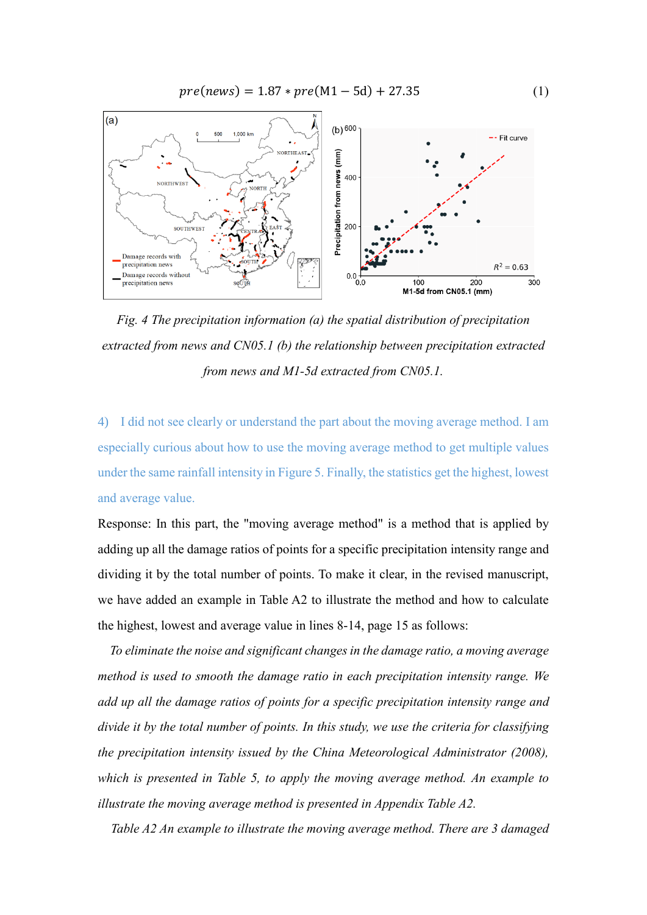$$pre(news) = 1.87 * pre(\text{M1} - 5\text{d}) + 27.35 \quad (1)$$

*Fig. 4 The precipitation information (a) the spatial distribution of precipitation extracted from news and CN05.1 (b) the relationship between precipitation extracted from news and M1-5d extracted from CN05.1.*

4) I did not see clearly or understand the part about the moving average method. I am especially curious about how to use the moving average method to get multiple values under the same rainfall intensity in Figure 5. Finally, the statistics get the highest, lowest and average value.

Response: In this part, the "moving average method" is a method that is applied by adding up all the damage ratios of points for a specific precipitation intensity range and dividing it by the total number of points. To make it clear, in the revised manuscript, we have added an example in Table A2 to illustrate the method and how to calculate the highest, lowest and average value in lines 8-14, page 15 as follows:

*To eliminate the noise and significant changes in the damage ratio, a moving average method is used to smooth the damage ratio in each precipitation intensity range. We add up all the damage ratios of points for a specific precipitation intensity range and divide it by the total number of points. In this study, we use the criteria for classifying the precipitation intensity issued by the China Meteorological Administrator (2008), which is presented in Table 5, to apply the moving average method. An example to illustrate the moving average method is presented in Appendix Table A2.*

*Table A2 An example to illustrate the moving average method. There are 3 damaged*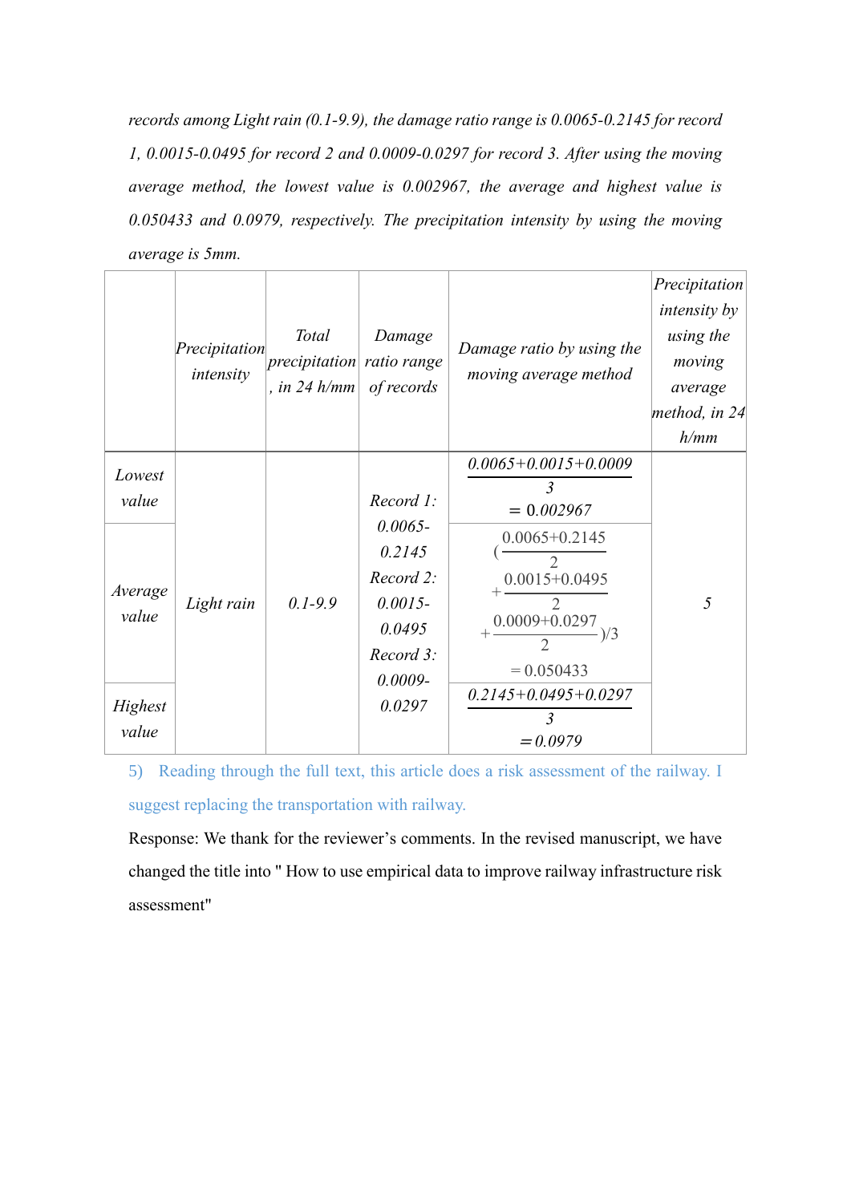*records among Light rain (0.1-9.9), the damage ratio range is 0.0065-0.2145 for record 1, 0.0015-0.0495 for record 2 and 0.0009-0.0297 for record 3. After using the moving average method, the lowest value is 0.002967, the average and highest value is 0.050433 and 0.0979, respectively. The precipitation intensity by using the moving average is 5mm.*

| | *Precipitation intensity* | *Total precipitation, in 24 h/mm* | *Damage ratio range of records* | *Damage ratio by using the moving average method* | *Precipitation intensity by using the moving average method, in 24 h/mm* |
|---|---|---|---|---|---|
| *Lowest value* | *Light rain* | *0.1-9.9* | *Record 1: 0.0065-0.2145 Record 2: 0.0015-0.0495 Record 3: 0.0009-0.0297* | $\frac{0.0065+0.0015+0.0009}{3} = 0.002967$ | 5 |
| *Average value* | | | | $\left(\frac{0.0065+0.2145}{2}+\frac{0.0015+0.0495}{2}+\frac{0.0009+0.0297}{2}\right)/3 = 0.050433$ | |
| *Highest value* | | | | $\frac{0.2145+0.0495+0.0297}{3} = 0.0979$ | |

5) Reading through the full text, this article does a risk assessment of the railway. I suggest replacing the transportation with railway.

Response: We thank for the reviewer's comments. In the revised manuscript, we have changed the title into " How to use empirical data to improve railway infrastructure risk assessment"